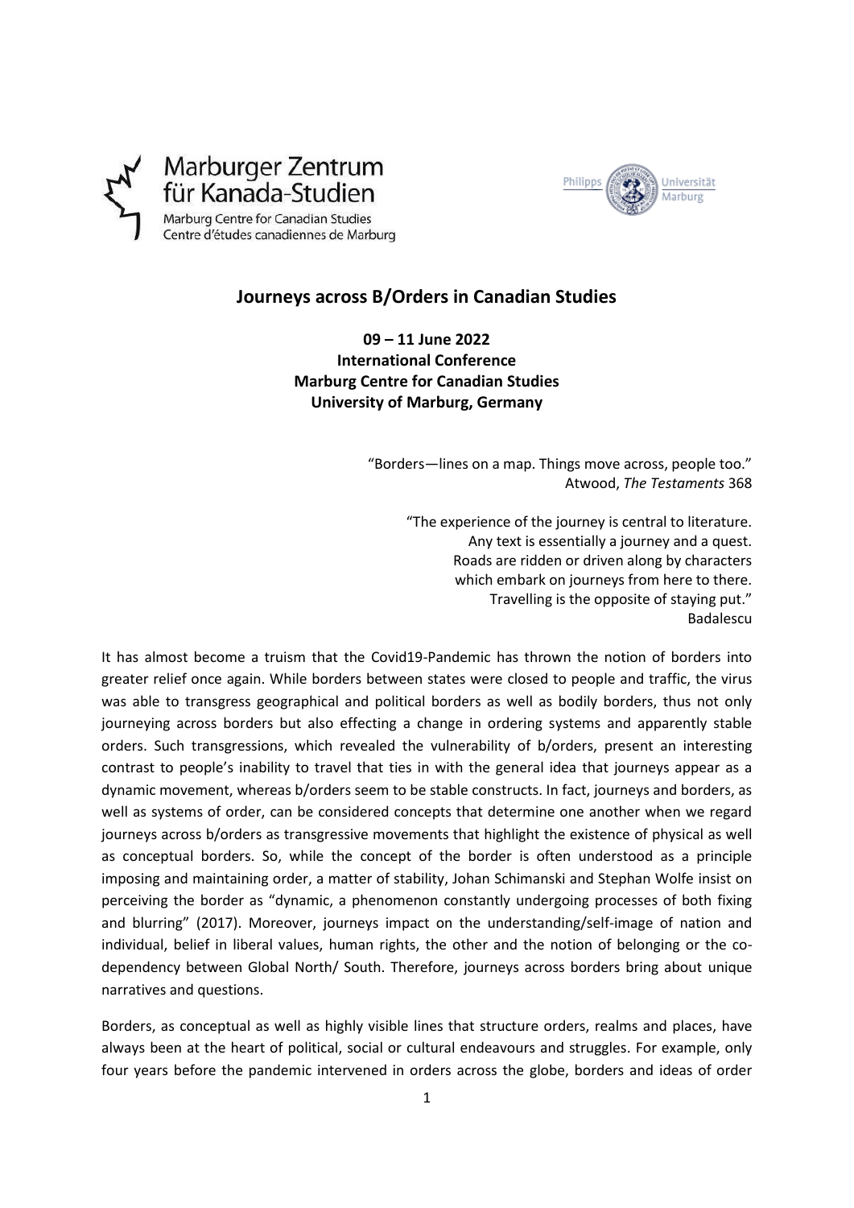Marburger Zentrum für Kanada-Studien

Marburg Centre for Canadian Studies

Centre d'études canadiennes de Marburg

Philipps Universität Marburg

# Journeys across B/Orders in Canadian Studies

**09 – 11 June 2022**
**International Conference**
**Marburg Centre for Canadian Studies**
**University of Marburg, Germany**

> "Borders—lines on a map. Things move across, people too."
> Atwood, *The Testaments* 368

> "The experience of the journey is central to literature.
> Any text is essentially a journey and a quest.
> Roads are ridden or driven along by characters
> which embark on journeys from here to there.
> Travelling is the opposite of staying put."
> Badalescu

It has almost become a truism that the Covid19-Pandemic has thrown the notion of borders into greater relief once again. While borders between states were closed to people and traffic, the virus was able to transgress geographical and political borders as well as bodily borders, thus not only journeying across borders but also effecting a change in ordering systems and apparently stable orders. Such transgressions, which revealed the vulnerability of b/orders, present an interesting contrast to people's inability to travel that ties in with the general idea that journeys appear as a dynamic movement, whereas b/orders seem to be stable constructs. In fact, journeys and borders, as well as systems of order, can be considered concepts that determine one another when we regard journeys across b/orders as transgressive movements that highlight the existence of physical as well as conceptual borders. So, while the concept of the border is often understood as a principle imposing and maintaining order, a matter of stability, Johan Schimanski and Stephan Wolfe insist on perceiving the border as "dynamic, a phenomenon constantly undergoing processes of both fixing and blurring" (2017). Moreover, journeys impact on the understanding/self-image of nation and individual, belief in liberal values, human rights, the other and the notion of belonging or the co-dependency between Global North/ South. Therefore, journeys across borders bring about unique narratives and questions.

Borders, as conceptual as well as highly visible lines that structure orders, realms and places, have always been at the heart of political, social or cultural endeavours and struggles. For example, only four years before the pandemic intervened in orders across the globe, borders and ideas of order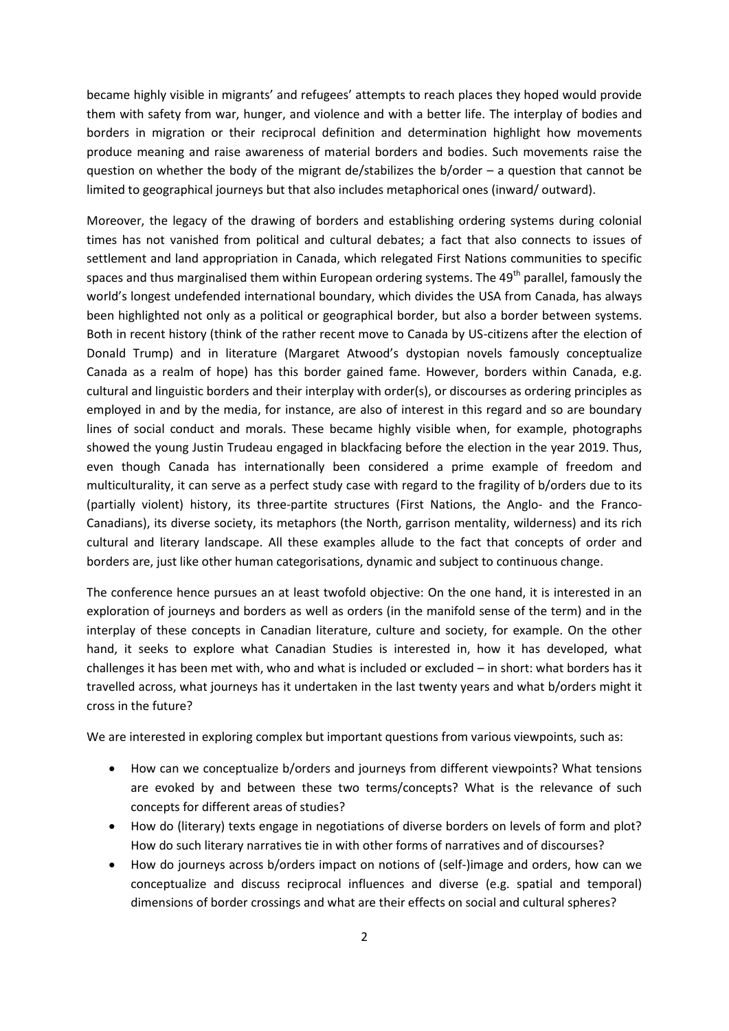became highly visible in migrants' and refugees' attempts to reach places they hoped would provide them with safety from war, hunger, and violence and with a better life. The interplay of bodies and borders in migration or their reciprocal definition and determination highlight how movements produce meaning and raise awareness of material borders and bodies. Such movements raise the question on whether the body of the migrant de/stabilizes the b/order – a question that cannot be limited to geographical journeys but that also includes metaphorical ones (inward/ outward).

Moreover, the legacy of the drawing of borders and establishing ordering systems during colonial times has not vanished from political and cultural debates; a fact that also connects to issues of settlement and land appropriation in Canada, which relegated First Nations communities to specific spaces and thus marginalised them within European ordering systems. The 49th parallel, famously the world's longest undefended international boundary, which divides the USA from Canada, has always been highlighted not only as a political or geographical border, but also a border between systems. Both in recent history (think of the rather recent move to Canada by US-citizens after the election of Donald Trump) and in literature (Margaret Atwood's dystopian novels famously conceptualize Canada as a realm of hope) has this border gained fame. However, borders within Canada, e.g. cultural and linguistic borders and their interplay with order(s), or discourses as ordering principles as employed in and by the media, for instance, are also of interest in this regard and so are boundary lines of social conduct and morals. These became highly visible when, for example, photographs showed the young Justin Trudeau engaged in blackfacing before the election in the year 2019. Thus, even though Canada has internationally been considered a prime example of freedom and multiculturality, it can serve as a perfect study case with regard to the fragility of b/orders due to its (partially violent) history, its three-partite structures (First Nations, the Anglo- and the Franco-Canadians), its diverse society, its metaphors (the North, garrison mentality, wilderness) and its rich cultural and literary landscape. All these examples allude to the fact that concepts of order and borders are, just like other human categorisations, dynamic and subject to continuous change.

The conference hence pursues an at least twofold objective: On the one hand, it is interested in an exploration of journeys and borders as well as orders (in the manifold sense of the term) and in the interplay of these concepts in Canadian literature, culture and society, for example. On the other hand, it seeks to explore what Canadian Studies is interested in, how it has developed, what challenges it has been met with, who and what is included or excluded – in short: what borders has it travelled across, what journeys has it undertaken in the last twenty years and what b/orders might it cross in the future?

We are interested in exploring complex but important questions from various viewpoints, such as:

- How can we conceptualize b/orders and journeys from different viewpoints? What tensions are evoked by and between these two terms/concepts? What is the relevance of such concepts for different areas of studies?
- How do (literary) texts engage in negotiations of diverse borders on levels of form and plot? How do such literary narratives tie in with other forms of narratives and of discourses?
- How do journeys across b/orders impact on notions of (self-)image and orders, how can we conceptualize and discuss reciprocal influences and diverse (e.g. spatial and temporal) dimensions of border crossings and what are their effects on social and cultural spheres?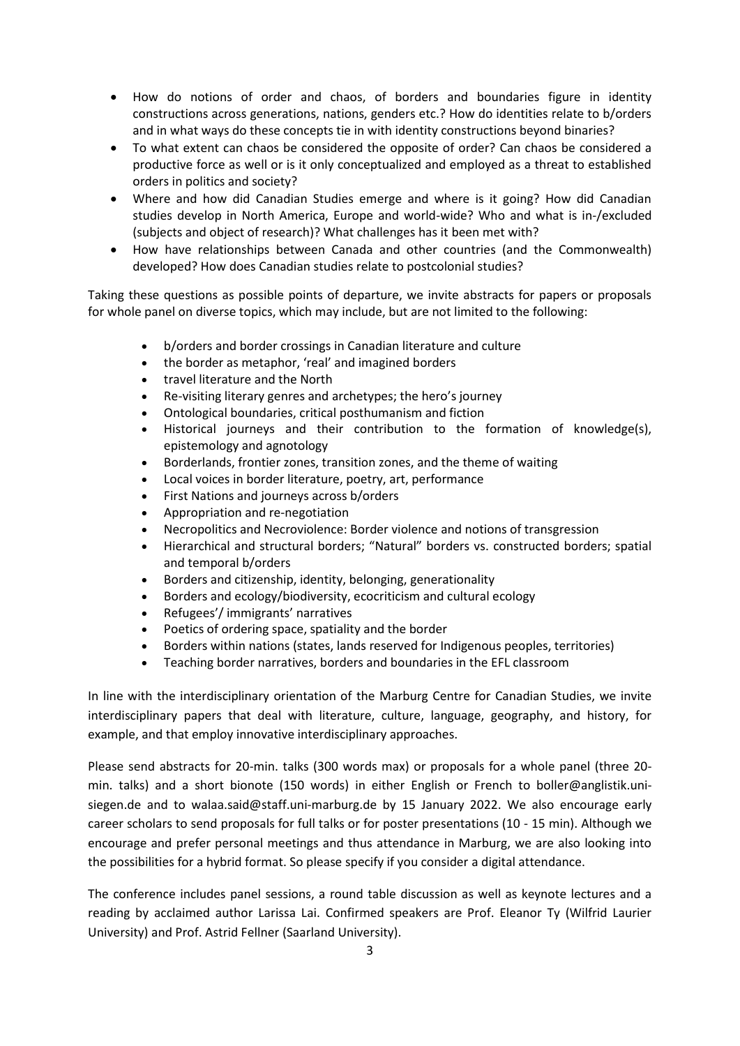- How do notions of order and chaos, of borders and boundaries figure in identity constructions across generations, nations, genders etc.? How do identities relate to b/orders and in what ways do these concepts tie in with identity constructions beyond binaries?
- To what extent can chaos be considered the opposite of order? Can chaos be considered a productive force as well or is it only conceptualized and employed as a threat to established orders in politics and society?
- Where and how did Canadian Studies emerge and where is it going? How did Canadian studies develop in North America, Europe and world-wide? Who and what is in-/excluded (subjects and object of research)? What challenges has it been met with?
- How have relationships between Canada and other countries (and the Commonwealth) developed? How does Canadian studies relate to postcolonial studies?

Taking these questions as possible points of departure, we invite abstracts for papers or proposals for whole panel on diverse topics, which may include, but are not limited to the following:

- b/orders and border crossings in Canadian literature and culture
- the border as metaphor, 'real' and imagined borders
- travel literature and the North
- Re-visiting literary genres and archetypes; the hero's journey
- Ontological boundaries, critical posthumanism and fiction
- Historical journeys and their contribution to the formation of knowledge(s), epistemology and agnotology
- Borderlands, frontier zones, transition zones, and the theme of waiting
- Local voices in border literature, poetry, art, performance
- First Nations and journeys across b/orders
- Appropriation and re-negotiation
- Necropolitics and Necroviolence: Border violence and notions of transgression
- Hierarchical and structural borders; "Natural" borders vs. constructed borders; spatial and temporal b/orders
- Borders and citizenship, identity, belonging, generationality
- Borders and ecology/biodiversity, ecocriticism and cultural ecology
- Refugees'/ immigrants' narratives
- Poetics of ordering space, spatiality and the border
- Borders within nations (states, lands reserved for Indigenous peoples, territories)
- Teaching border narratives, borders and boundaries in the EFL classroom

In line with the interdisciplinary orientation of the Marburg Centre for Canadian Studies, we invite interdisciplinary papers that deal with literature, culture, language, geography, and history, for example, and that employ innovative interdisciplinary approaches.

Please send abstracts for 20-min. talks (300 words max) or proposals for a whole panel (three 20-min. talks) and a short bionote (150 words) in either English or French to boller@anglistik.uni-siegen.de and to walaa.said@staff.uni-marburg.de by 15 January 2022. We also encourage early career scholars to send proposals for full talks or for poster presentations (10 - 15 min). Although we encourage and prefer personal meetings and thus attendance in Marburg, we are also looking into the possibilities for a hybrid format. So please specify if you consider a digital attendance.

The conference includes panel sessions, a round table discussion as well as keynote lectures and a reading by acclaimed author Larissa Lai. Confirmed speakers are Prof. Eleanor Ty (Wilfrid Laurier University) and Prof. Astrid Fellner (Saarland University).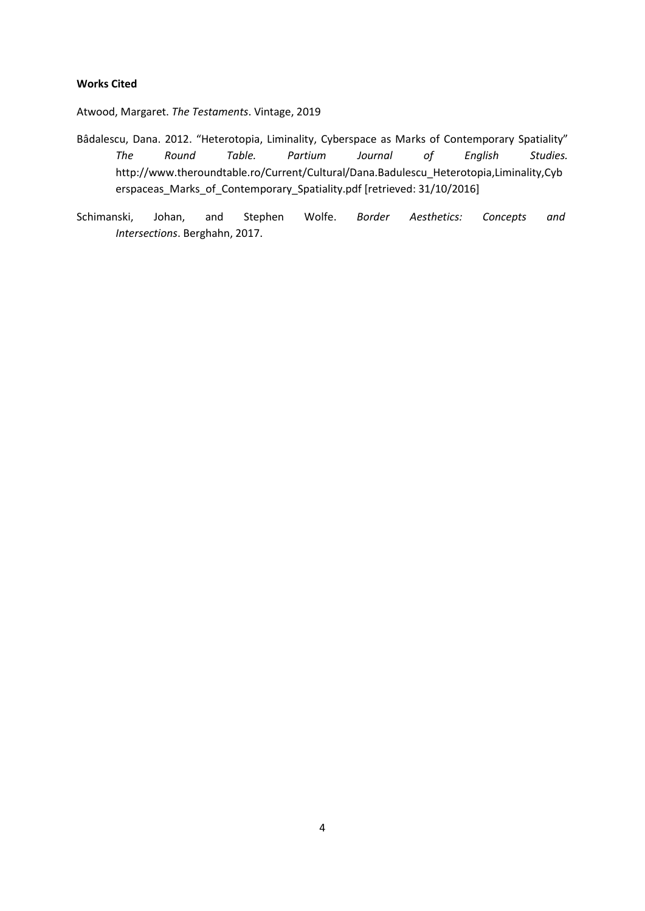**Works Cited**

Atwood, Margaret. *The Testaments*. Vintage, 2019

Bâdalescu, Dana. 2012. "Heterotopia, Liminality, Cyberspace as Marks of Contemporary Spatiality" *The Round Table. Partium Journal of English Studies.* http://www.theroundtable.ro/Current/Cultural/Dana.Badulescu_Heterotopia,Liminality,Cyberspaceas_Marks_of_Contemporary_Spatiality.pdf [retrieved: 31/10/2016]

Schimanski, Johan, and Stephen Wolfe. *Border Aesthetics: Concepts and Intersections*. Berghahn, 2017.